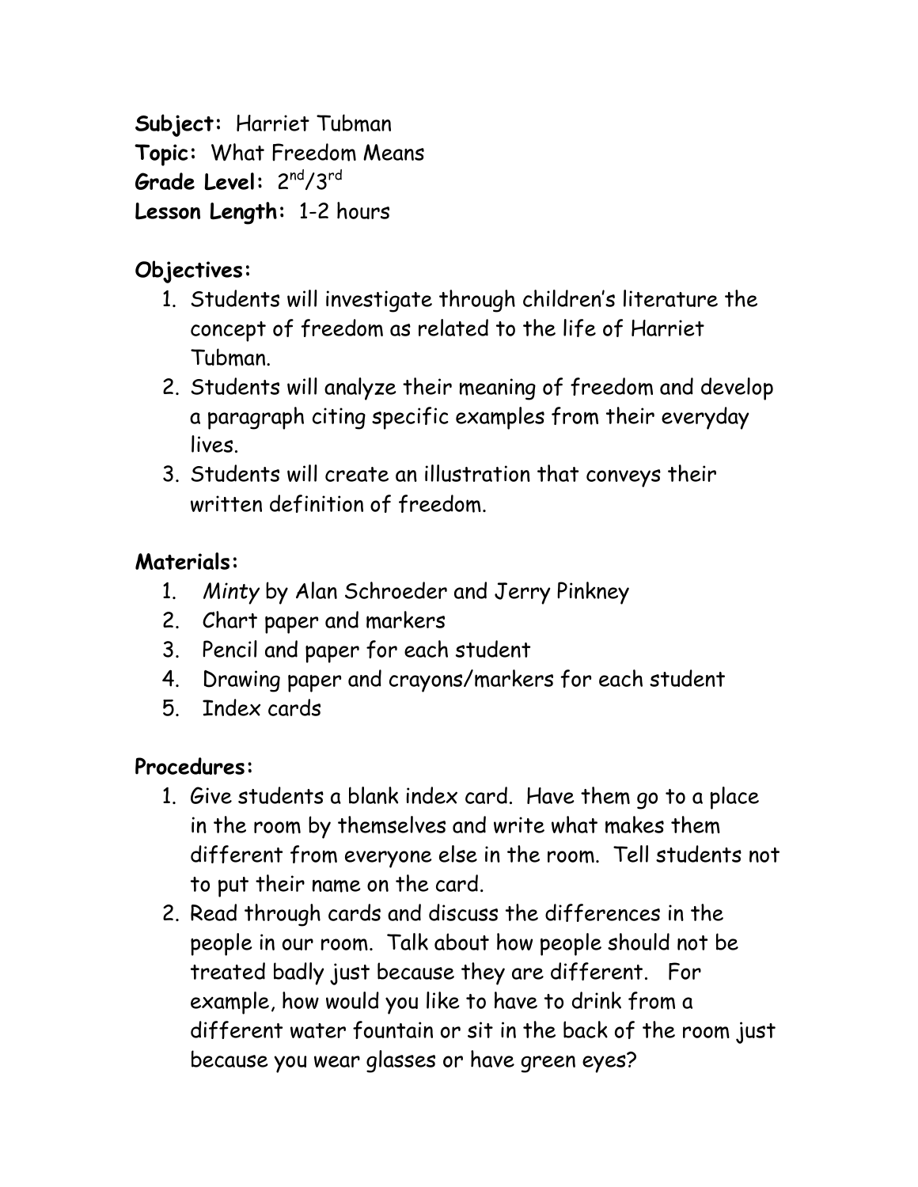**Subject:** Harriet Tubman
**Topic:** What Freedom Means
**Grade Level:** 2nd/3rd
**Lesson Length:** 1-2 hours

**Objectives:**

1. Students will investigate through children's literature the concept of freedom as related to the life of Harriet Tubman.
2. Students will analyze their meaning of freedom and develop a paragraph citing specific examples from their everyday lives.
3. Students will create an illustration that conveys their written definition of freedom.

**Materials:**

1. *Minty* by Alan Schroeder and Jerry Pinkney
2. Chart paper and markers
3. Pencil and paper for each student
4. Drawing paper and crayons/markers for each student
5. Index cards

**Procedures:**

1. Give students a blank index card. Have them go to a place in the room by themselves and write what makes them different from everyone else in the room. Tell students not to put their name on the card.
2. Read through cards and discuss the differences in the people in our room. Talk about how people should not be treated badly just because they are different. For example, how would you like to have to drink from a different water fountain or sit in the back of the room just because you wear glasses or have green eyes?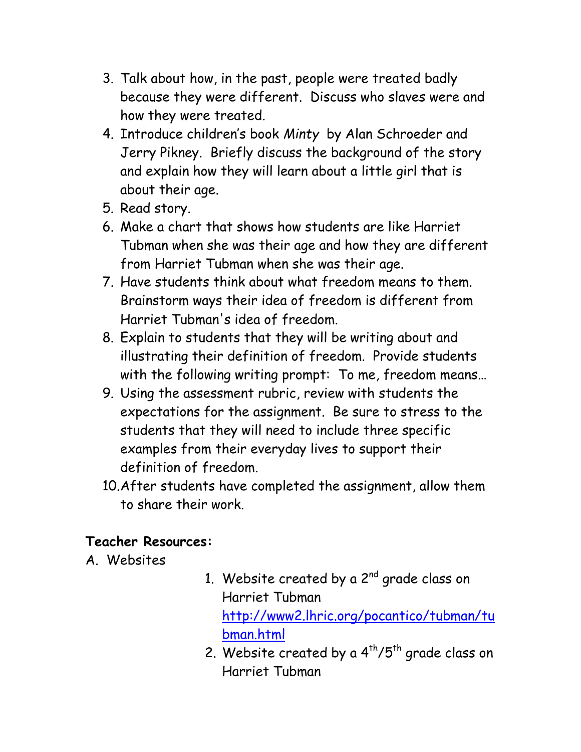3. Talk about how, in the past, people were treated badly because they were different. Discuss who slaves were and how they were treated.
4. Introduce children's book *Minty* by Alan Schroeder and Jerry Pikney. Briefly discuss the background of the story and explain how they will learn about a little girl that is about their age.
5. Read story.
6. Make a chart that shows how students are like Harriet Tubman when she was their age and how they are different from Harriet Tubman when she was their age.
7. Have students think about what freedom means to them. Brainstorm ways their idea of freedom is different from Harriet Tubman's idea of freedom.
8. Explain to students that they will be writing about and illustrating their definition of freedom. Provide students with the following writing prompt: To me, freedom means…
9. Using the assessment rubric, review with students the expectations for the assignment. Be sure to stress to the students that they will need to include three specific examples from their everyday lives to support their definition of freedom.
10. After students have completed the assignment, allow them to share their work.

**Teacher Resources:**

A. Websites

1. Website created by a 2nd grade class on Harriet Tubman
   http://www2.lhric.org/pocantico/tubman/tubman.html
2. Website created by a 4th/5th grade class on Harriet Tubman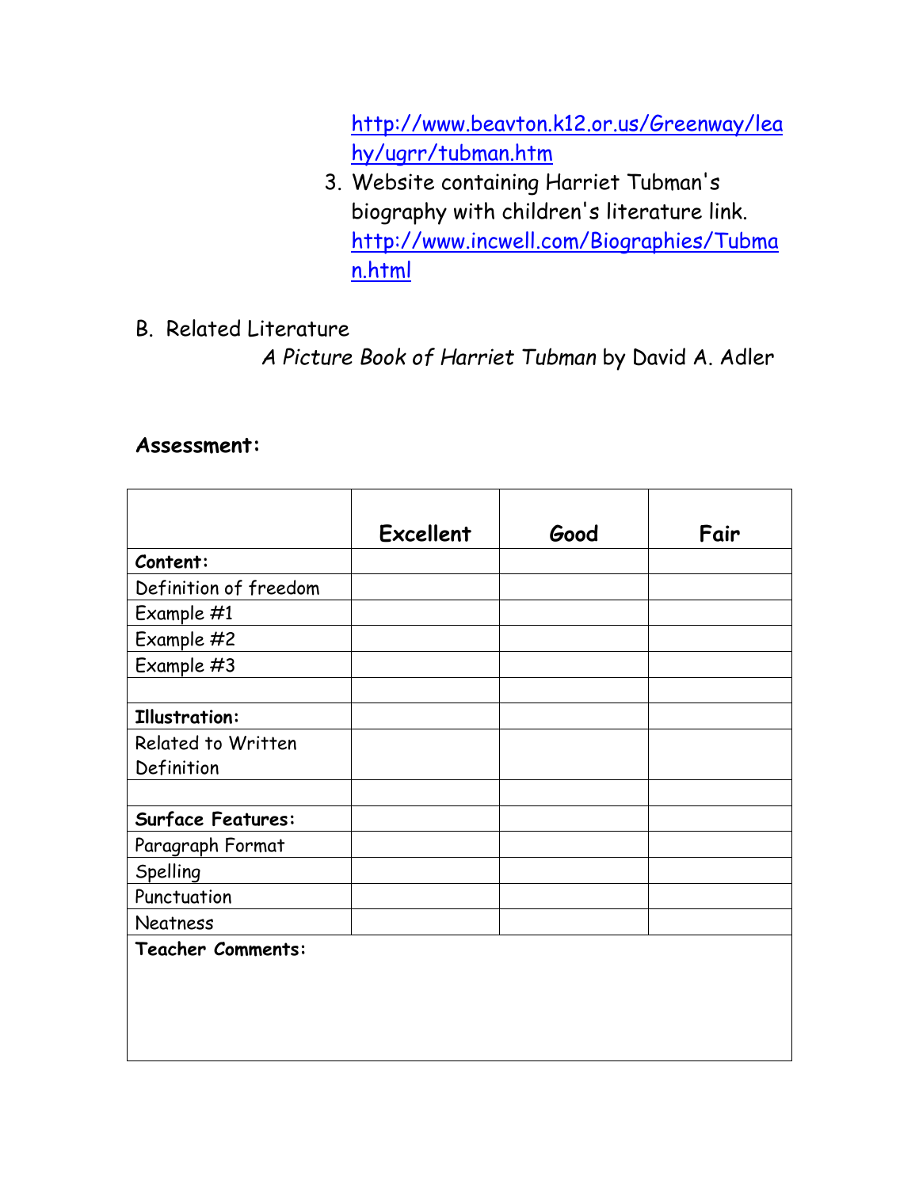http://www.beavton.k12.or.us/Greenway/leahy/ugrr/tubman.htm

3. Website containing Harriet Tubman's biography with children's literature link. http://www.incwell.com/Biographies/Tubman.html

B. Related Literature

*A Picture Book of Harriet Tubman* by David A. Adler

**Assessment:**

| | Excellent | Good | Fair |
|---|---|---|---|
| **Content:** | | | |
| Definition of freedom | | | |
| Example #1 | | | |
| Example #2 | | | |
| Example #3 | | | |
| | | | |
| **Illustration:** | | | |
| Related to Written Definition | | | |
| | | | |
| **Surface Features:** | | | |
| Paragraph Format | | | |
| Spelling | | | |
| Punctuation | | | |
| Neatness | | | |
| **Teacher Comments:** | | | |